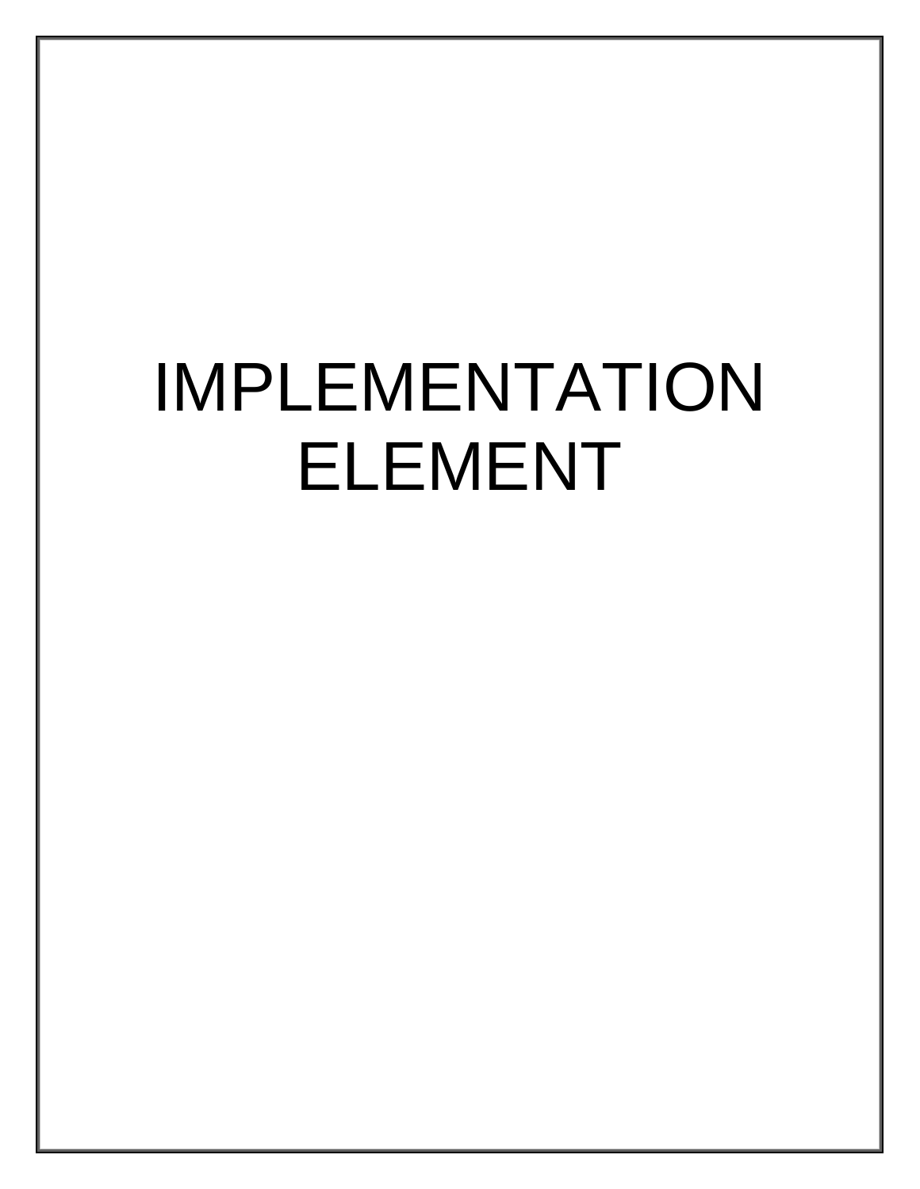# IMPLEMENTATION ELEMENT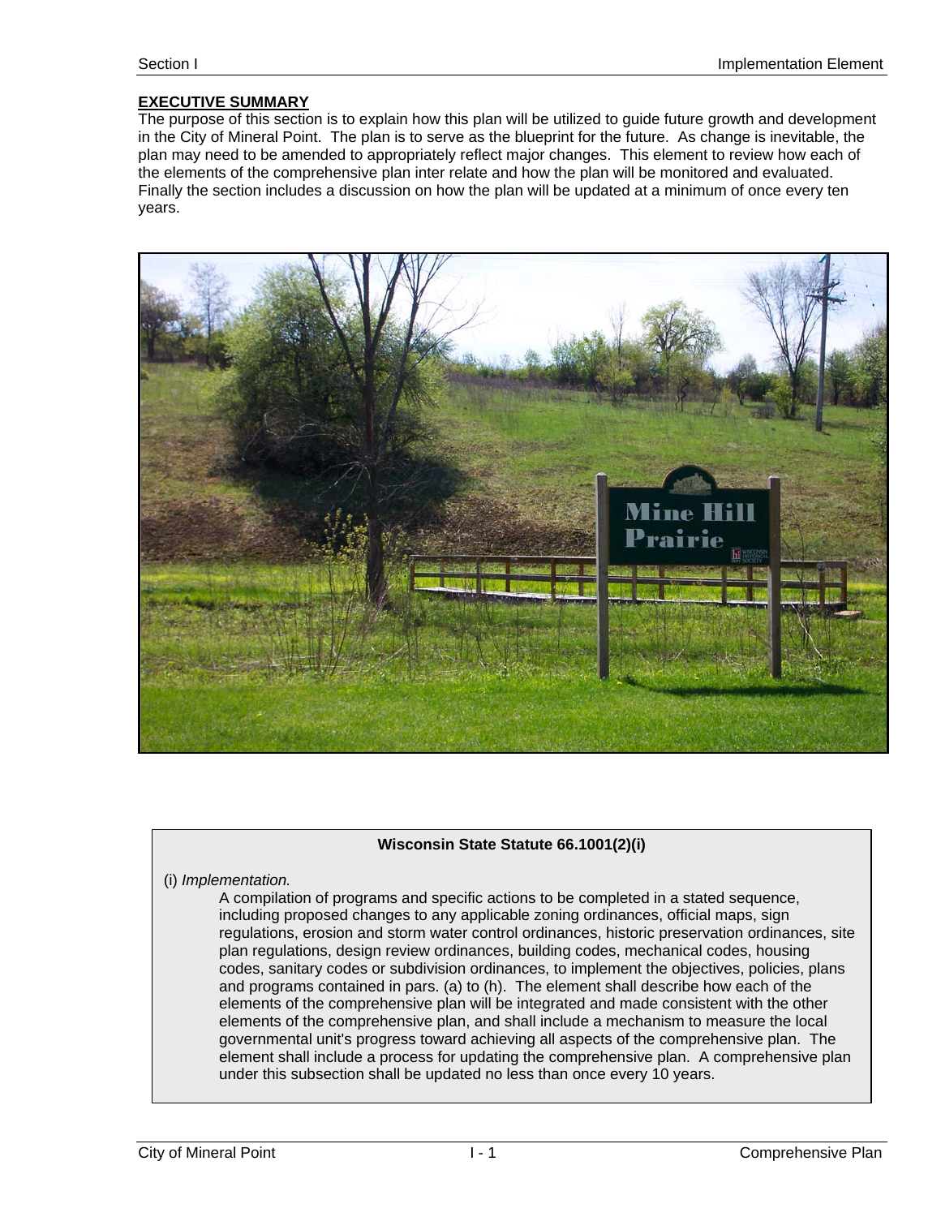**EXECUTIVE SUMMARY**

The purpose of this section is to explain how this plan will be utilized to guide future growth and development in the City of Mineral Point. The plan is to serve as the blueprint for the future. As change is inevitable, the plan may need to be amended to appropriately reflect major changes. This element to review how each of the elements of the comprehensive plan inter relate and how the plan will be monitored and evaluated. Finally the section includes a discussion on how the plan will be updated at a minimum of once every ten years.

**Wisconsin State Statute 66.1001(2)(i)**

(i) *Implementation.*

A compilation of programs and specific actions to be completed in a stated sequence, including proposed changes to any applicable zoning ordinances, official maps, sign regulations, erosion and storm water control ordinances, historic preservation ordinances, site plan regulations, design review ordinances, building codes, mechanical codes, housing codes, sanitary codes or subdivision ordinances, to implement the objectives, policies, plans and programs contained in pars. (a) to (h). The element shall describe how each of the elements of the comprehensive plan will be integrated and made consistent with the other elements of the comprehensive plan, and shall include a mechanism to measure the local governmental unit's progress toward achieving all aspects of the comprehensive plan. The element shall include a process for updating the comprehensive plan. A comprehensive plan under this subsection shall be updated no less than once every 10 years.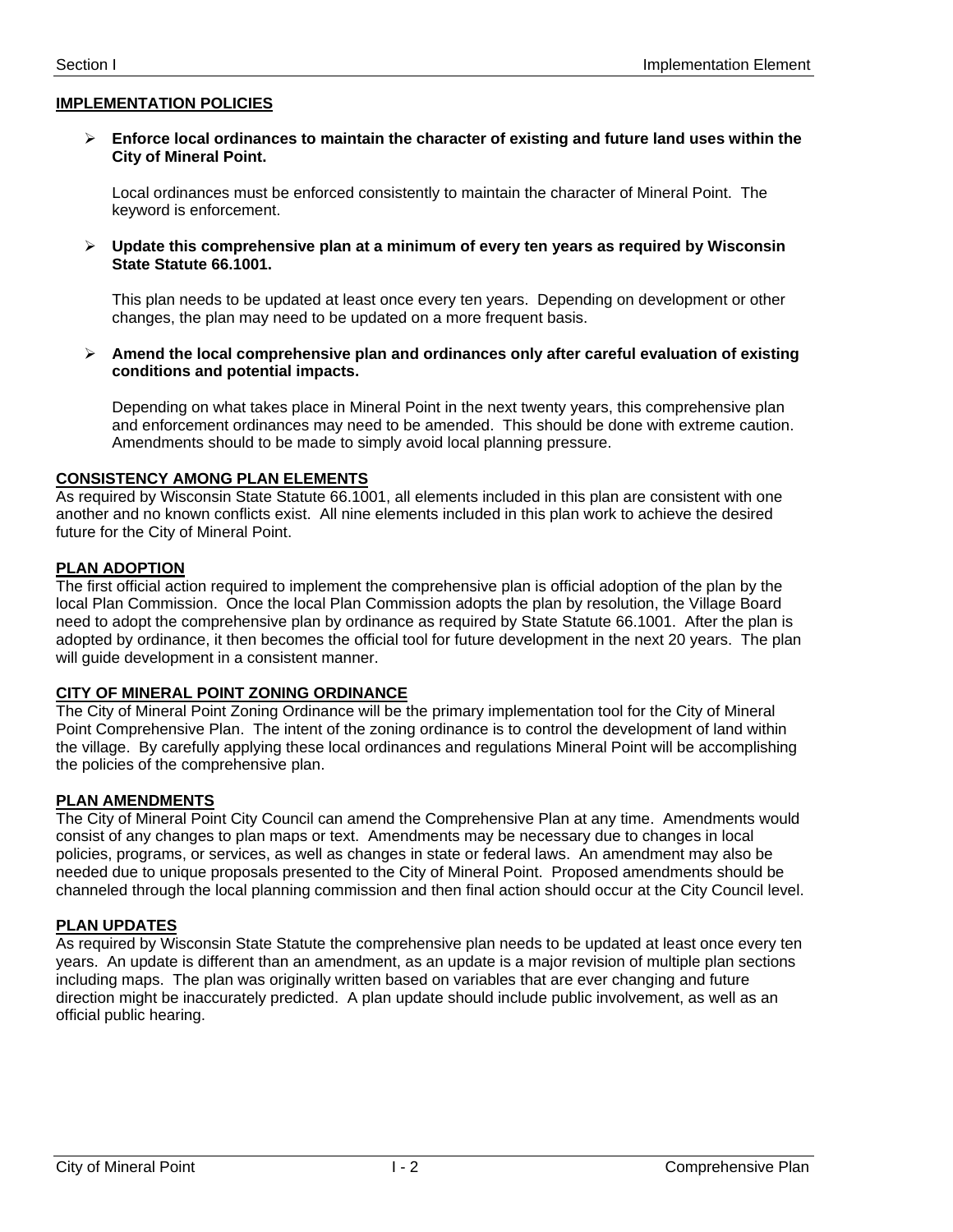## IMPLEMENTATION POLICIES

- **Enforce local ordinances to maintain the character of existing and future land uses within the City of Mineral Point.**

  Local ordinances must be enforced consistently to maintain the character of Mineral Point. The keyword is enforcement.

- **Update this comprehensive plan at a minimum of every ten years as required by Wisconsin State Statute 66.1001.**

  This plan needs to be updated at least once every ten years. Depending on development or other changes, the plan may need to be updated on a more frequent basis.

- **Amend the local comprehensive plan and ordinances only after careful evaluation of existing conditions and potential impacts.**

  Depending on what takes place in Mineral Point in the next twenty years, this comprehensive plan and enforcement ordinances may need to be amended. This should be done with extreme caution. Amendments should to be made to simply avoid local planning pressure.

## CONSISTENCY AMONG PLAN ELEMENTS

As required by Wisconsin State Statute 66.1001, all elements included in this plan are consistent with one another and no known conflicts exist. All nine elements included in this plan work to achieve the desired future for the City of Mineral Point.

## PLAN ADOPTION

The first official action required to implement the comprehensive plan is official adoption of the plan by the local Plan Commission. Once the local Plan Commission adopts the plan by resolution, the Village Board need to adopt the comprehensive plan by ordinance as required by State Statute 66.1001. After the plan is adopted by ordinance, it then becomes the official tool for future development in the next 20 years. The plan will guide development in a consistent manner.

## CITY OF MINERAL POINT ZONING ORDINANCE

The City of Mineral Point Zoning Ordinance will be the primary implementation tool for the City of Mineral Point Comprehensive Plan. The intent of the zoning ordinance is to control the development of land within the village. By carefully applying these local ordinances and regulations Mineral Point will be accomplishing the policies of the comprehensive plan.

## PLAN AMENDMENTS

The City of Mineral Point City Council can amend the Comprehensive Plan at any time. Amendments would consist of any changes to plan maps or text. Amendments may be necessary due to changes in local policies, programs, or services, as well as changes in state or federal laws. An amendment may also be needed due to unique proposals presented to the City of Mineral Point. Proposed amendments should be channeled through the local planning commission and then final action should occur at the City Council level.

## PLAN UPDATES

As required by Wisconsin State Statute the comprehensive plan needs to be updated at least once every ten years. An update is different than an amendment, as an update is a major revision of multiple plan sections including maps. The plan was originally written based on variables that are ever changing and future direction might be inaccurately predicted. A plan update should include public involvement, as well as an official public hearing.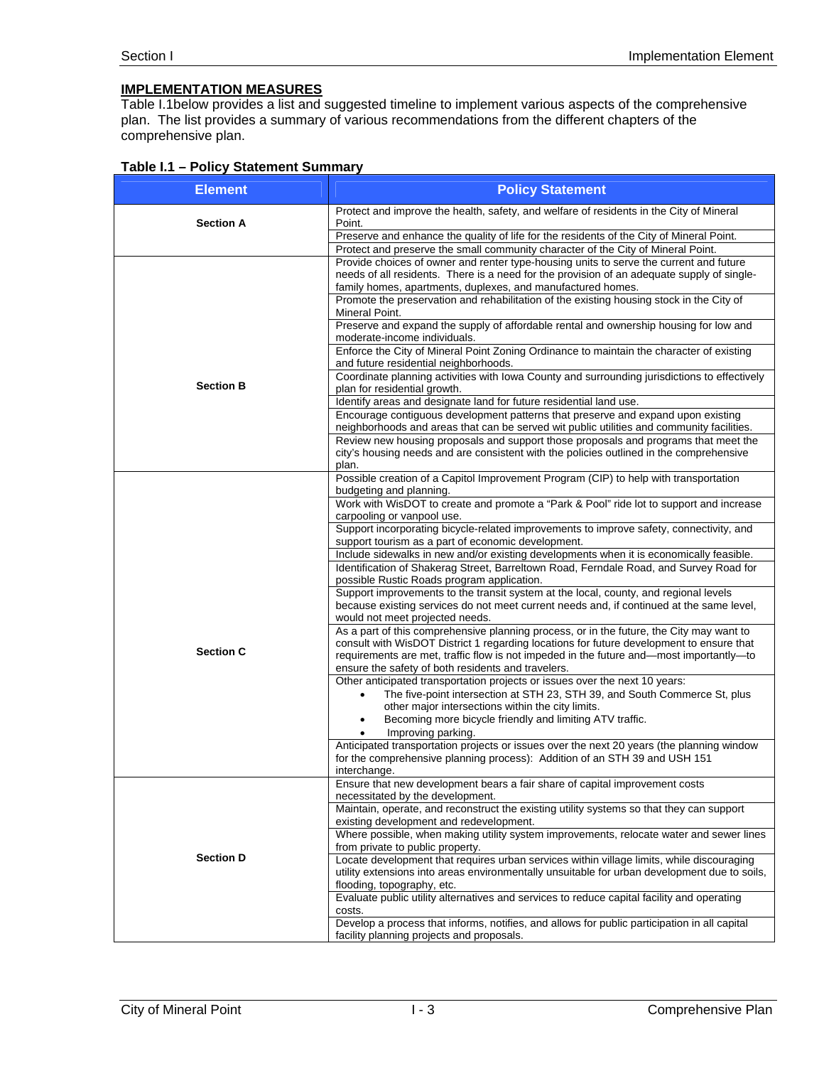## IMPLEMENTATION MEASURES

Table I.1below provides a list and suggested timeline to implement various aspects of the comprehensive plan. The list provides a summary of various recommendations from the different chapters of the comprehensive plan.

**Table I.1 – Policy Statement Summary**

| Element | Policy Statement |
|---|---|
| **Section A** | Protect and improve the health, safety, and welfare of residents in the City of Mineral Point. |
| | Preserve and enhance the quality of life for the residents of the City of Mineral Point. |
| | Protect and preserve the small community character of the City of Mineral Point. |
| **Section B** | Provide choices of owner and renter type-housing units to serve the current and future needs of all residents. There is a need for the provision of an adequate supply of single-family homes, apartments, duplexes, and manufactured homes. |
| | Promote the preservation and rehabilitation of the existing housing stock in the City of Mineral Point. |
| | Preserve and expand the supply of affordable rental and ownership housing for low and moderate-income individuals. |
| | Enforce the City of Mineral Point Zoning Ordinance to maintain the character of existing and future residential neighborhoods. |
| | Coordinate planning activities with Iowa County and surrounding jurisdictions to effectively plan for residential growth. |
| | Identify areas and designate land for future residential land use. |
| | Encourage contiguous development patterns that preserve and expand upon existing neighborhoods and areas that can be served wit public utilities and community facilities. |
| | Review new housing proposals and support those proposals and programs that meet the city's housing needs and are consistent with the policies outlined in the comprehensive plan. |
| **Section C** | Possible creation of a Capitol Improvement Program (CIP) to help with transportation budgeting and planning. |
| | Work with WisDOT to create and promote a "Park & Pool" ride lot to support and increase carpooling or vanpool use. |
| | Support incorporating bicycle-related improvements to improve safety, connectivity, and support tourism as a part of economic development. |
| | Include sidewalks in new and/or existing developments when it is economically feasible. |
| | Identification of Shakerag Street, Barreltown Road, Ferndale Road, and Survey Road for possible Rustic Roads program application. |
| | Support improvements to the transit system at the local, county, and regional levels because existing services do not meet current needs and, if continued at the same level, would not meet projected needs. |
| | As a part of this comprehensive planning process, or in the future, the City may want to consult with WisDOT District 1 regarding locations for future development to ensure that requirements are met, traffic flow is not impeded in the future and—most importantly—to ensure the safety of both residents and travelers. |
| | Other anticipated transportation projects or issues over the next 10 years:<br>• The five-point intersection at STH 23, STH 39, and South Commerce St, plus other major intersections within the city limits.<br>• Becoming more bicycle friendly and limiting ATV traffic.<br>• Improving parking. |
| | Anticipated transportation projects or issues over the next 20 years (the planning window for the comprehensive planning process): Addition of an STH 39 and USH 151 interchange. |
| **Section D** | Ensure that new development bears a fair share of capital improvement costs necessitated by the development. |
| | Maintain, operate, and reconstruct the existing utility systems so that they can support existing development and redevelopment. |
| | Where possible, when making utility system improvements, relocate water and sewer lines from private to public property. |
| | Locate development that requires urban services within village limits, while discouraging utility extensions into areas environmentally unsuitable for urban development due to soils, flooding, topography, etc. |
| | Evaluate public utility alternatives and services to reduce capital facility and operating costs. |
| | Develop a process that informs, notifies, and allows for public participation in all capital facility planning projects and proposals. |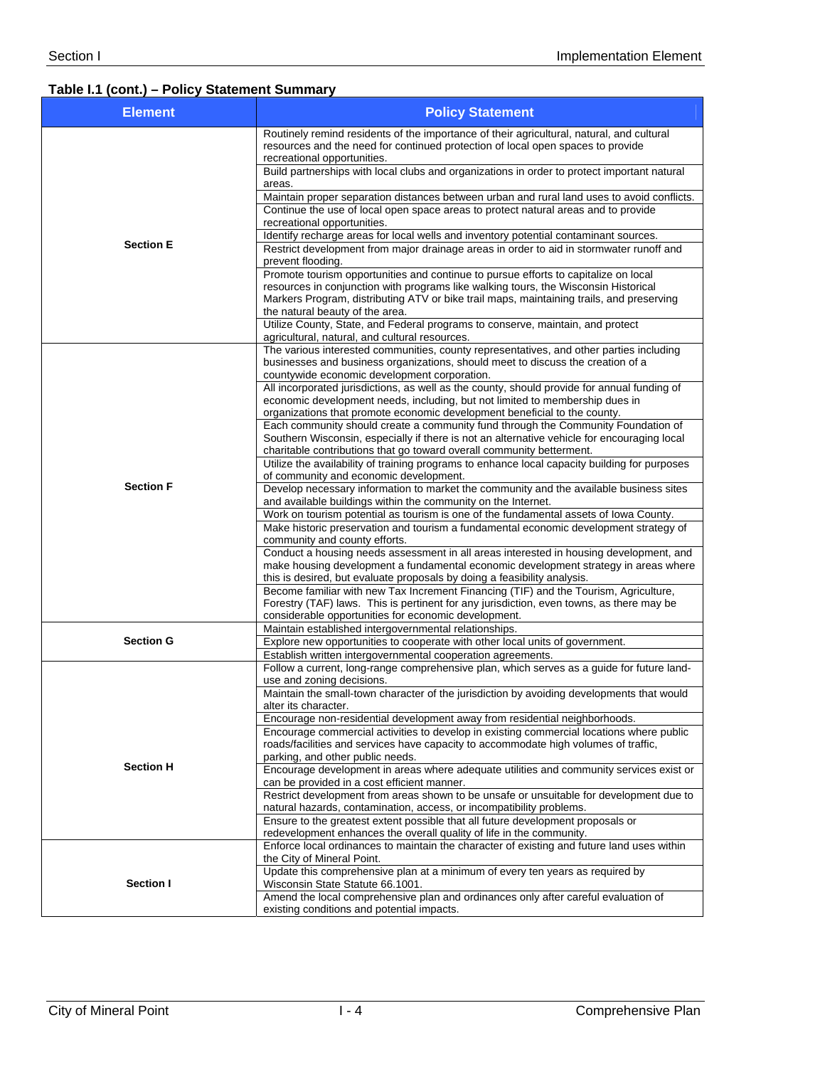**Table I.1 (cont.) – Policy Statement Summary**

| Element | Policy Statement |
|---|---|
| Section E | Routinely remind residents of the importance of their agricultural, natural, and cultural resources and the need for continued protection of local open spaces to provide recreational opportunities. |
| | Build partnerships with local clubs and organizations in order to protect important natural areas. |
| | Maintain proper separation distances between urban and rural land uses to avoid conflicts. |
| | Continue the use of local open space areas to protect natural areas and to provide recreational opportunities. |
| | Identify recharge areas for local wells and inventory potential contaminant sources. |
| | Restrict development from major drainage areas in order to aid in stormwater runoff and prevent flooding. |
| | Promote tourism opportunities and continue to pursue efforts to capitalize on local resources in conjunction with programs like walking tours, the Wisconsin Historical Markers Program, distributing ATV or bike trail maps, maintaining trails, and preserving the natural beauty of the area. |
| | Utilize County, State, and Federal programs to conserve, maintain, and protect agricultural, natural, and cultural resources. |
| Section F | The various interested communities, county representatives, and other parties including businesses and business organizations, should meet to discuss the creation of a countywide economic development corporation. |
| | All incorporated jurisdictions, as well as the county, should provide for annual funding of economic development needs, including, but not limited to membership dues in organizations that promote economic development beneficial to the county. |
| | Each community should create a community fund through the Community Foundation of Southern Wisconsin, especially if there is not an alternative vehicle for encouraging local charitable contributions that go toward overall community betterment. |
| | Utilize the availability of training programs to enhance local capacity building for purposes of community and economic development. |
| | Develop necessary information to market the community and the available business sites and available buildings within the community on the Internet. |
| | Work on tourism potential as tourism is one of the fundamental assets of Iowa County. |
| | Make historic preservation and tourism a fundamental economic development strategy of community and county efforts. |
| | Conduct a housing needs assessment in all areas interested in housing development, and make housing development a fundamental economic development strategy in areas where this is desired, but evaluate proposals by doing a feasibility analysis. |
| | Become familiar with new Tax Increment Financing (TIF) and the Tourism, Agriculture, Forestry (TAF) laws. This is pertinent for any jurisdiction, even towns, as there may be considerable opportunities for economic development. |
| Section G | Maintain established intergovernmental relationships. |
| | Explore new opportunities to cooperate with other local units of government. |
| | Establish written intergovernmental cooperation agreements. |
| Section H | Follow a current, long-range comprehensive plan, which serves as a guide for future land-use and zoning decisions. |
| | Maintain the small-town character of the jurisdiction by avoiding developments that would alter its character. |
| | Encourage non-residential development away from residential neighborhoods. |
| | Encourage commercial activities to develop in existing commercial locations where public roads/facilities and services have capacity to accommodate high volumes of traffic, parking, and other public needs. |
| | Encourage development in areas where adequate utilities and community services exist or can be provided in a cost efficient manner. |
| | Restrict development from areas shown to be unsafe or unsuitable for development due to natural hazards, contamination, access, or incompatibility problems. |
| | Ensure to the greatest extent possible that all future development proposals or redevelopment enhances the overall quality of life in the community. |
| Section I | Enforce local ordinances to maintain the character of existing and future land uses within the City of Mineral Point. |
| | Update this comprehensive plan at a minimum of every ten years as required by Wisconsin State Statute 66.1001. |
| | Amend the local comprehensive plan and ordinances only after careful evaluation of existing conditions and potential impacts. |